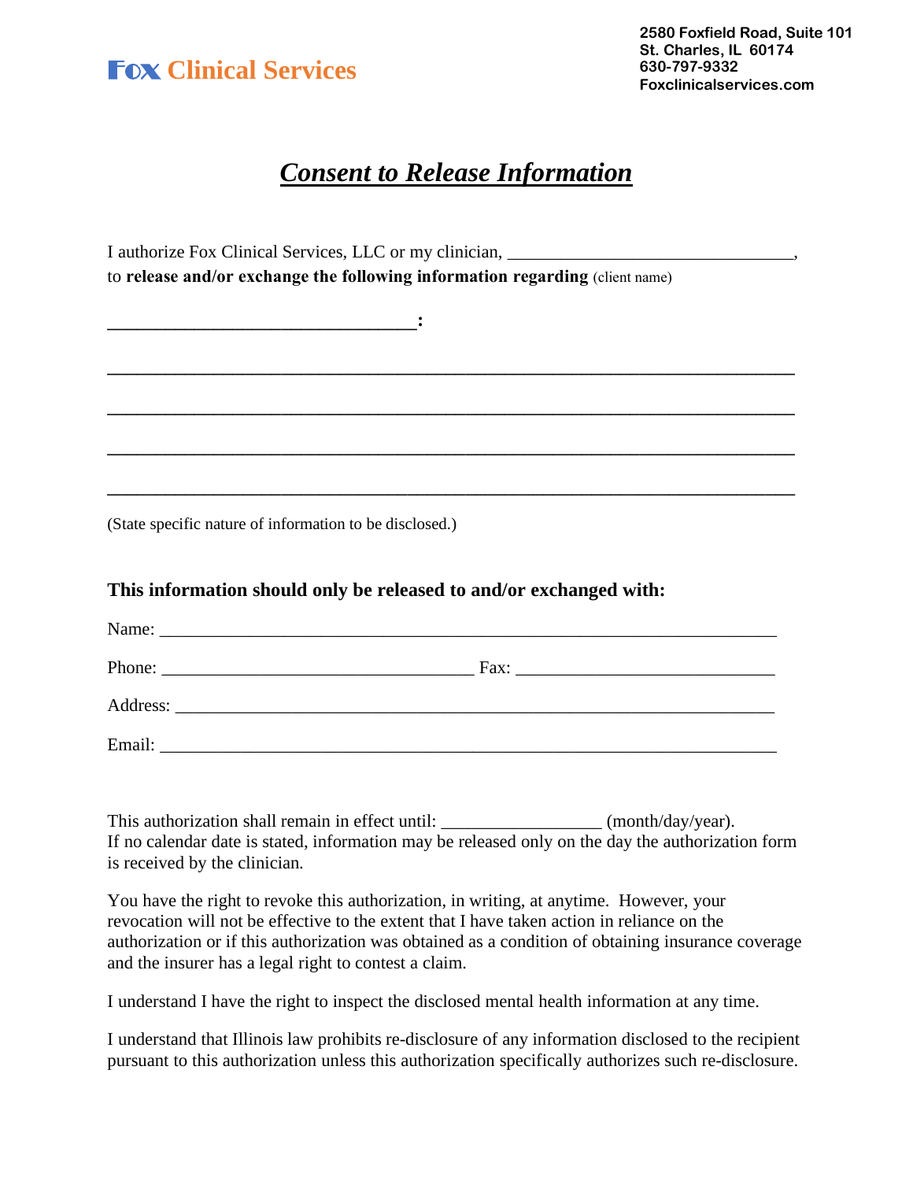**Fox Clinical Services**

2580 Foxfield Road, Suite 101
St. Charles, IL 60174
630-797-9332
Foxclinicalservices.com

# *Consent to Release Information*

I authorize Fox Clinical Services, LLC or my clinician, ________________________________,
to **release and/or exchange the following information regarding** (client name)

**_________________________________:**

___________________________________________________________________________

___________________________________________________________________________

___________________________________________________________________________

___________________________________________________________________________

(State specific nature of information to be disclosed.)

### This information should only be released to and/or exchanged with:

Name: ___________________________________________________________________

Phone: __________________________________ Fax: ____________________________

Address: _________________________________________________________________

Email: ___________________________________________________________________

This authorization shall remain in effect until: _________________ (month/day/year).
If no calendar date is stated, information may be released only on the day the authorization form is received by the clinician.

You have the right to revoke this authorization, in writing, at anytime. However, your revocation will not be effective to the extent that I have taken action in reliance on the authorization or if this authorization was obtained as a condition of obtaining insurance coverage and the insurer has a legal right to contest a claim.

I understand I have the right to inspect the disclosed mental health information at any time.

I understand that Illinois law prohibits re-disclosure of any information disclosed to the recipient pursuant to this authorization unless this authorization specifically authorizes such re-disclosure.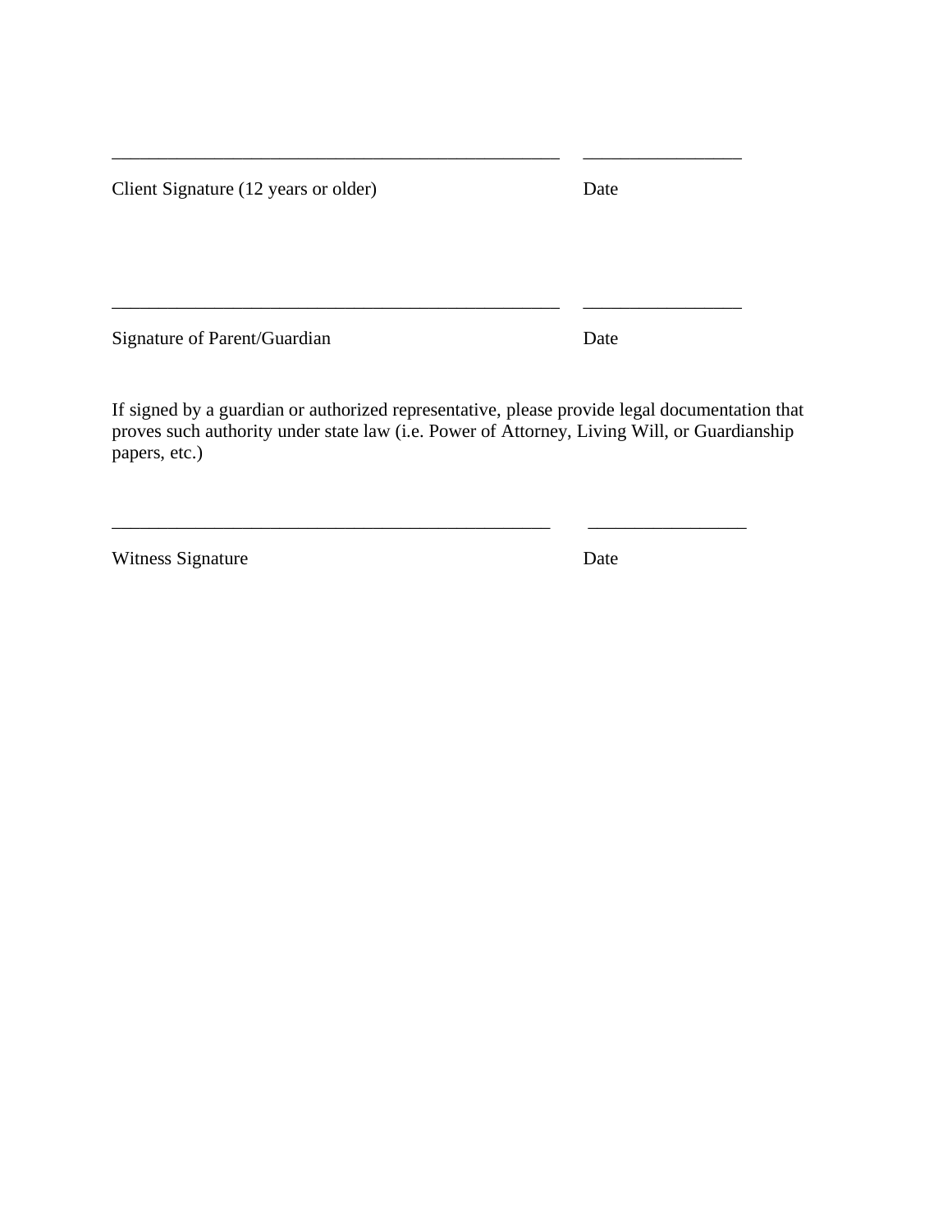\_\_\_\_\_\_\_\_\_\_\_\_\_\_\_\_\_\_\_\_\_\_\_\_\_\_\_\_\_\_\_\_\_\_\_\_\_\_\_\_\_\_\_\_\_\_\_\_ \_\_\_\_\_\_\_\_\_\_\_\_\_\_\_\_\_

Client Signature (12 years or older) Date

\_\_\_\_\_\_\_\_\_\_\_\_\_\_\_\_\_\_\_\_\_\_\_\_\_\_\_\_\_\_\_\_\_\_\_\_\_\_\_\_\_\_\_\_\_\_\_\_ \_\_\_\_\_\_\_\_\_\_\_\_\_\_\_\_\_

Signature of Parent/Guardian Date

If signed by a guardian or authorized representative, please provide legal documentation that proves such authority under state law (i.e. Power of Attorney, Living Will, or Guardianship papers, etc.)

\_\_\_\_\_\_\_\_\_\_\_\_\_\_\_\_\_\_\_\_\_\_\_\_\_\_\_\_\_\_\_\_\_\_\_\_\_\_\_\_\_\_\_\_\_\_\_\_ \_\_\_\_\_\_\_\_\_\_\_\_\_\_\_\_\_

Witness Signature Date